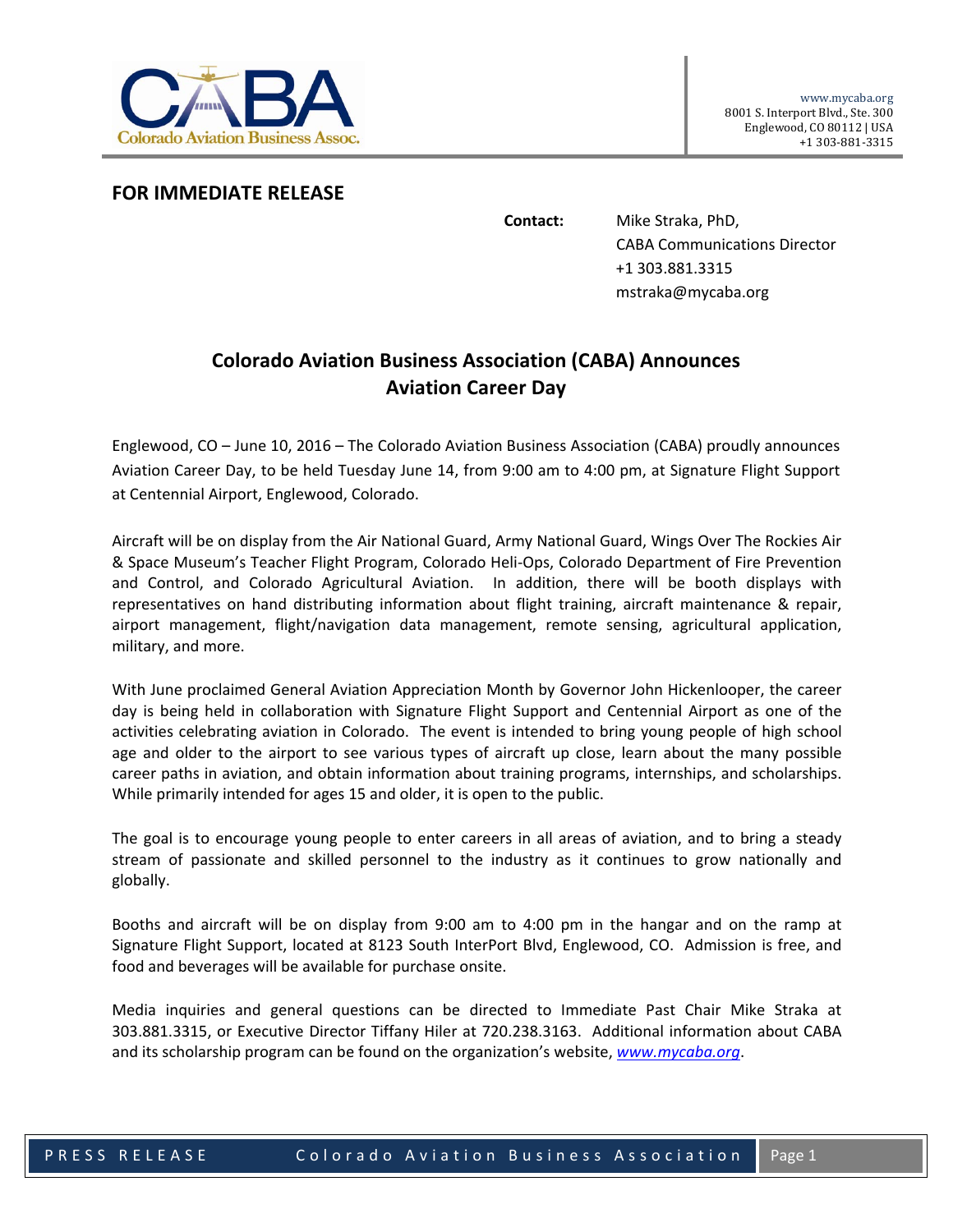Colorado Aviation Business Assoc.

www.mycaba.org
8001 S. Interport Blvd., Ste. 300
Englewood, CO 80112 | USA
+1 303-881-3315

**FOR IMMEDIATE RELEASE**

**Contact:** Mike Straka, PhD,
CABA Communications Director
+1 303.881.3315
mstraka@mycaba.org

# Colorado Aviation Business Association (CABA) Announces Aviation Career Day

Englewood, CO – June 10, 2016 – The Colorado Aviation Business Association (CABA) proudly announces Aviation Career Day, to be held Tuesday June 14, from 9:00 am to 4:00 pm, at Signature Flight Support at Centennial Airport, Englewood, Colorado.

Aircraft will be on display from the Air National Guard, Army National Guard, Wings Over The Rockies Air & Space Museum's Teacher Flight Program, Colorado Heli-Ops, Colorado Department of Fire Prevention and Control, and Colorado Agricultural Aviation. In addition, there will be booth displays with representatives on hand distributing information about flight training, aircraft maintenance & repair, airport management, flight/navigation data management, remote sensing, agricultural application, military, and more.

With June proclaimed General Aviation Appreciation Month by Governor John Hickenlooper, the career day is being held in collaboration with Signature Flight Support and Centennial Airport as one of the activities celebrating aviation in Colorado. The event is intended to bring young people of high school age and older to the airport to see various types of aircraft up close, learn about the many possible career paths in aviation, and obtain information about training programs, internships, and scholarships. While primarily intended for ages 15 and older, it is open to the public.

The goal is to encourage young people to enter careers in all areas of aviation, and to bring a steady stream of passionate and skilled personnel to the industry as it continues to grow nationally and globally.

Booths and aircraft will be on display from 9:00 am to 4:00 pm in the hangar and on the ramp at Signature Flight Support, located at 8123 South InterPort Blvd, Englewood, CO. Admission is free, and food and beverages will be available for purchase onsite.

Media inquiries and general questions can be directed to Immediate Past Chair Mike Straka at 303.881.3315, or Executive Director Tiffany Hiler at 720.238.3163. Additional information about CABA and its scholarship program can be found on the organization's website, *www.mycaba.org*.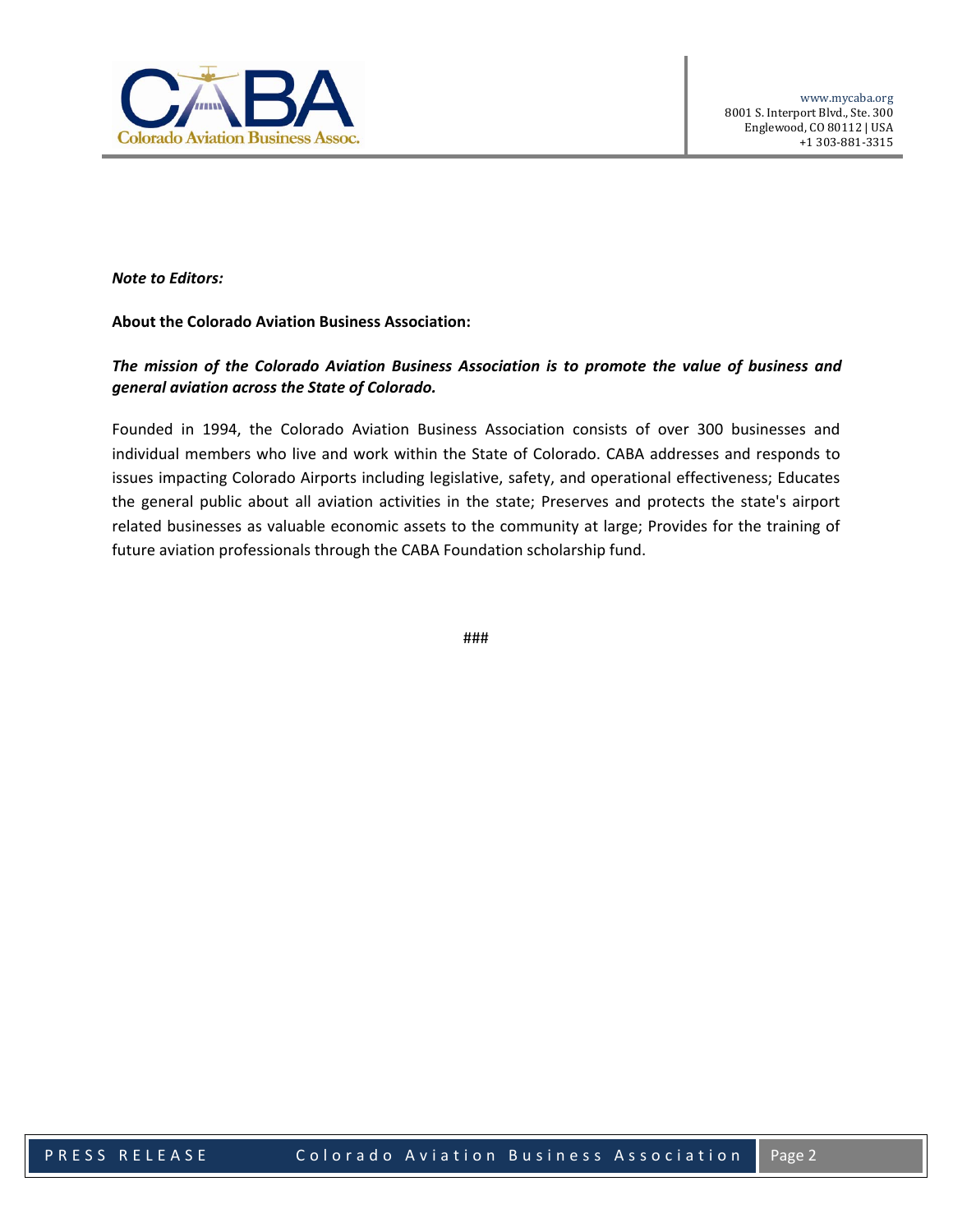***Note to Editors:***

**About the Colorado Aviation Business Association:**

***The mission of the Colorado Aviation Business Association is to promote the value of business and general aviation across the State of Colorado.***

Founded in 1994, the Colorado Aviation Business Association consists of over 300 businesses and individual members who live and work within the State of Colorado. CABA addresses and responds to issues impacting Colorado Airports including legislative, safety, and operational effectiveness; Educates the general public about all aviation activities in the state; Preserves and protects the state's airport related businesses as valuable economic assets to the community at large; Provides for the training of future aviation professionals through the CABA Foundation scholarship fund.

###